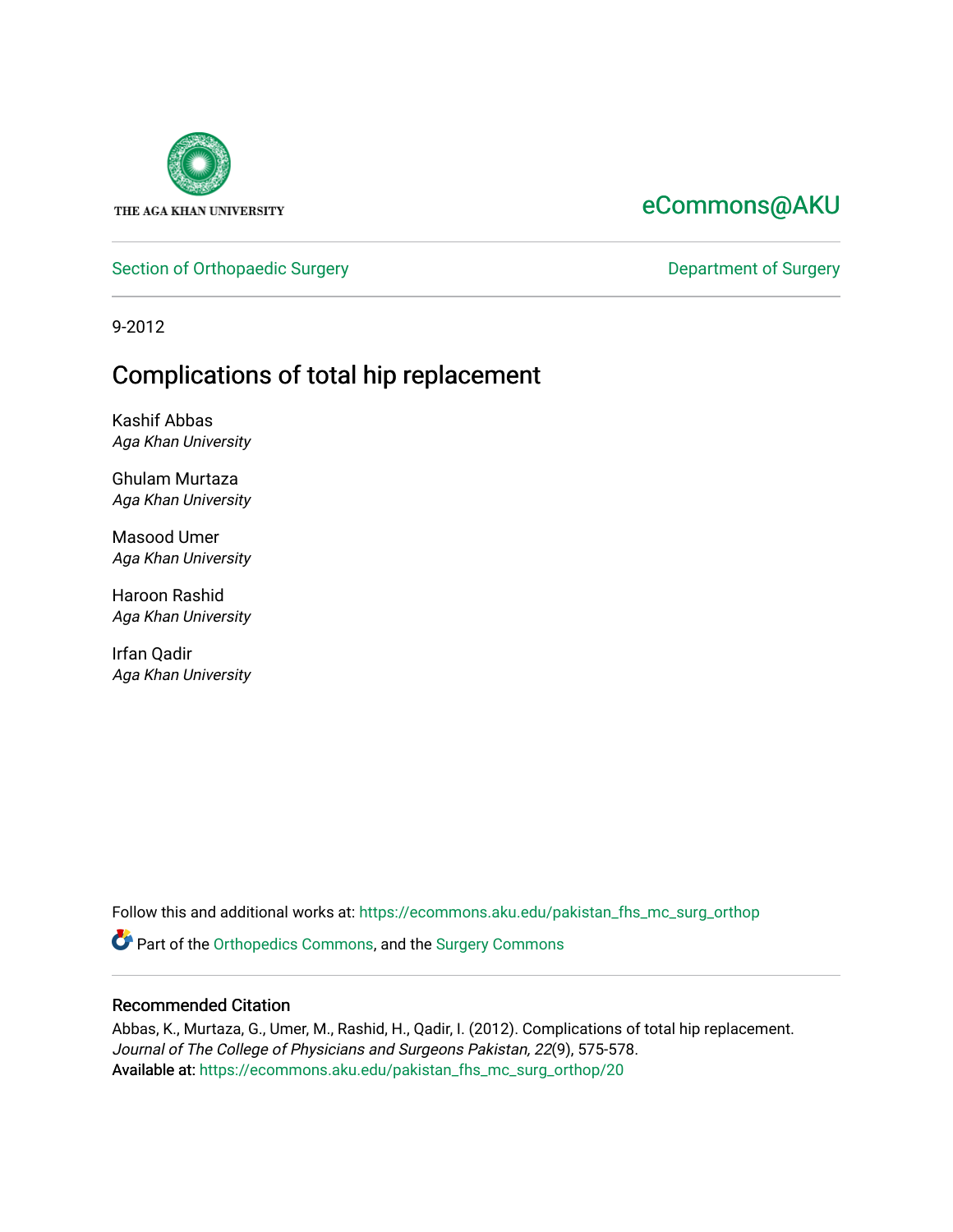THE AGA KHAN UNIVERSITY

eCommons@AKU

Section of Orthopaedic Surgery

Department of Surgery

9-2012

# Complications of total hip replacement

Kashif Abbas
*Aga Khan University*

Ghulam Murtaza
*Aga Khan University*

Masood Umer
*Aga Khan University*

Haroon Rashid
*Aga Khan University*

Irfan Qadir
*Aga Khan University*

Follow this and additional works at: https://ecommons.aku.edu/pakistan_fhs_mc_surg_orthop

Part of the Orthopedics Commons, and the Surgery Commons

### Recommended Citation

Abbas, K., Murtaza, G., Umer, M., Rashid, H., Qadir, I. (2012). Complications of total hip replacement. *Journal of The College of Physicians and Surgeons Pakistan, 22*(9), 575-578.
Available at: https://ecommons.aku.edu/pakistan_fhs_mc_surg_orthop/20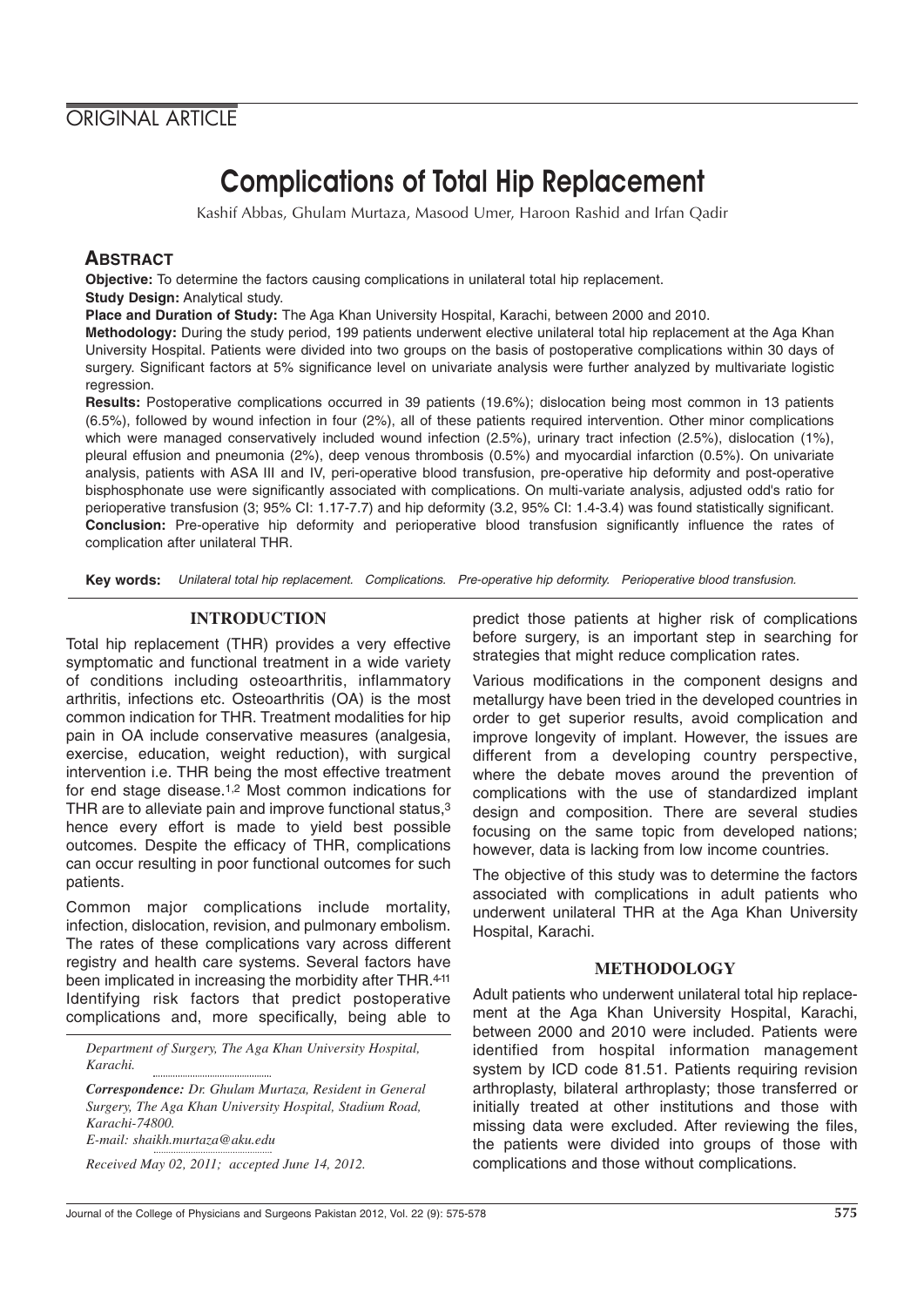ORIGINAL ARTICLE

# Complications of Total Hip Replacement

Kashif Abbas, Ghulam Murtaza, Masood Umer, Haroon Rashid and Irfan Qadir

## ABSTRACT

**Objective:** To determine the factors causing complications in unilateral total hip replacement.

**Study Design:** Analytical study.

**Place and Duration of Study:** The Aga Khan University Hospital, Karachi, between 2000 and 2010.

**Methodology:** During the study period, 199 patients underwent elective unilateral total hip replacement at the Aga Khan University Hospital. Patients were divided into two groups on the basis of postoperative complications within 30 days of surgery. Significant factors at 5% significance level on univariate analysis were further analyzed by multivariate logistic regression.

**Results:** Postoperative complications occurred in 39 patients (19.6%); dislocation being most common in 13 patients (6.5%), followed by wound infection in four (2%), all of these patients required intervention. Other minor complications which were managed conservatively included wound infection (2.5%), urinary tract infection (2.5%), dislocation (1%), pleural effusion and pneumonia (2%), deep venous thrombosis (0.5%) and myocardial infarction (0.5%). On univariate analysis, patients with ASA III and IV, peri-operative blood transfusion, pre-operative hip deformity and post-operative bisphosphonate use were significantly associated with complications. On multi-variate analysis, adjusted odd's ratio for perioperative transfusion (3; 95% CI: 1.17-7.7) and hip deformity (3.2, 95% CI: 1.4-3.4) was found statistically significant.

**Conclusion:** Pre-operative hip deformity and perioperative blood transfusion significantly influence the rates of complication after unilateral THR.

**Key words:** *Unilateral total hip replacement. Complications. Pre-operative hip deformity. Perioperative blood transfusion.*

## INTRODUCTION

Total hip replacement (THR) provides a very effective symptomatic and functional treatment in a wide variety of conditions including osteoarthritis, inflammatory arthritis, infections etc. Osteoarthritis (OA) is the most common indication for THR. Treatment modalities for hip pain in OA include conservative measures (analgesia, exercise, education, weight reduction), with surgical intervention i.e. THR being the most effective treatment for end stage disease.[1,2] Most common indications for THR are to alleviate pain and improve functional status,[3] hence every effort is made to yield best possible outcomes. Despite the efficacy of THR, complications can occur resulting in poor functional outcomes for such patients.

Common major complications include mortality, infection, dislocation, revision, and pulmonary embolism. The rates of these complications vary across different registry and health care systems. Several factors have been implicated in increasing the morbidity after THR.[4-11] Identifying risk factors that predict postoperative complications and, more specifically, being able to predict those patients at higher risk of complications before surgery, is an important step in searching for strategies that might reduce complication rates.

Various modifications in the component designs and metallurgy have been tried in the developed countries in order to get superior results, avoid complication and improve longevity of implant. However, the issues are different from a developing country perspective, where the debate moves around the prevention of complications with the use of standardized implant design and composition. There are several studies focusing on the same topic from developed nations; however, data is lacking from low income countries.

The objective of this study was to determine the factors associated with complications in adult patients who underwent unilateral THR at the Aga Khan University Hospital, Karachi.

*Department of Surgery, The Aga Khan University Hospital, Karachi.*

*Correspondence: Dr. Ghulam Murtaza, Resident in General Surgery, The Aga Khan University Hospital, Stadium Road, Karachi-74800.*
*E-mail: shaikh.murtaza@aku.edu*

*Received May 02, 2011; accepted June 14, 2012.*

## METHODOLOGY

Adult patients who underwent unilateral total hip replacement at the Aga Khan University Hospital, Karachi, between 2000 and 2010 were included. Patients were identified from hospital information management system by ICD code 81.51. Patients requiring revision arthroplasty, bilateral arthroplasty; those transferred or initially treated at other institutions and those with missing data were excluded. After reviewing the files, the patients were divided into groups of those with complications and those without complications.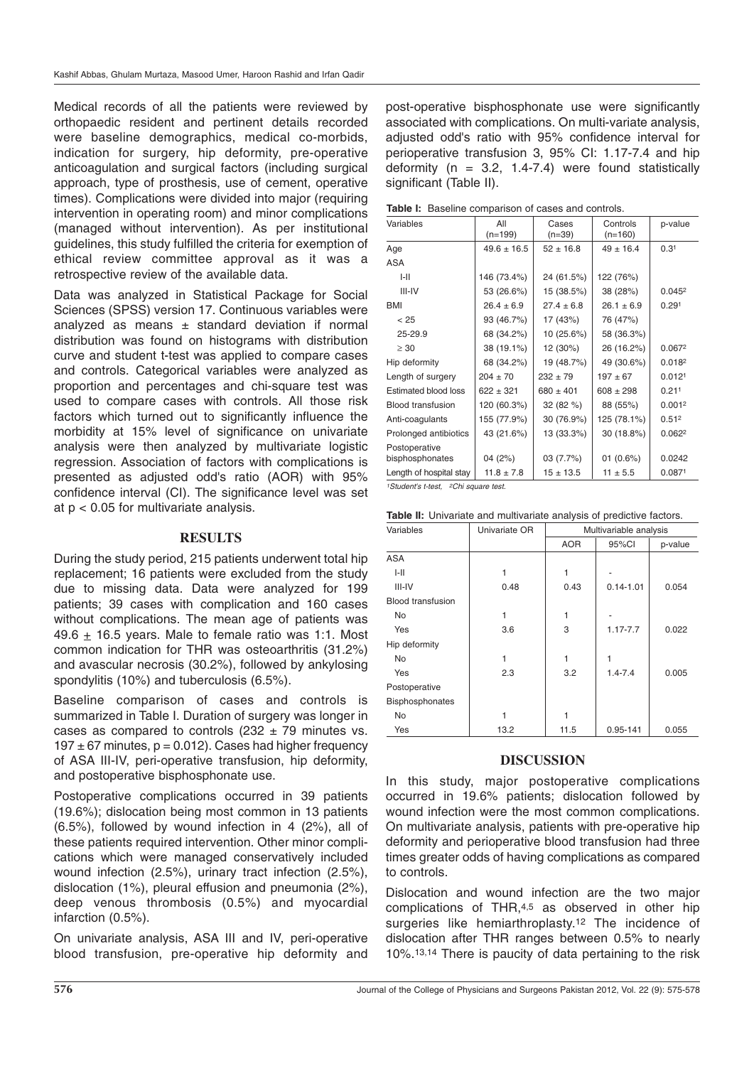Medical records of all the patients were reviewed by orthopaedic resident and pertinent details recorded were baseline demographics, medical co-morbids, indication for surgery, hip deformity, pre-operative anticoagulation and surgical factors (including surgical approach, type of prosthesis, use of cement, operative times). Complications were divided into major (requiring intervention in operating room) and minor complications (managed without intervention). As per institutional guidelines, this study fulfilled the criteria for exemption of ethical review committee approval as it was a retrospective review of the available data.

Data was analyzed in Statistical Package for Social Sciences (SPSS) version 17. Continuous variables were analyzed as means ± standard deviation if normal distribution was found on histograms with distribution curve and student t-test was applied to compare cases and controls. Categorical variables were analyzed as proportion and percentages and chi-square test was used to compare cases with controls. All those risk factors which turned out to significantly influence the morbidity at 15% level of significance on univariate analysis were then analyzed by multivariate logistic regression. Association of factors with complications is presented as adjusted odd's ratio (AOR) with 95% confidence interval (CI). The significance level was set at $p < 0.05$ for multivariate analysis.

## RESULTS

During the study period, 215 patients underwent total hip replacement; 16 patients were excluded from the study due to missing data. Data were analyzed for 199 patients; 39 cases with complication and 160 cases without complications. The mean age of patients was 49.6 ± 16.5 years. Male to female ratio was 1:1. Most common indication for THR was osteoarthritis (31.2%) and avascular necrosis (30.2%), followed by ankylosing spondylitis (10%) and tuberculosis (6.5%).

Baseline comparison of cases and controls is summarized in Table I. Duration of surgery was longer in cases as compared to controls (232 ± 79 minutes vs. 197 ± 67 minutes, $p = 0.012$). Cases had higher frequency of ASA III-IV, peri-operative transfusion, hip deformity, and postoperative bisphosphonate use.

Postoperative complications occurred in 39 patients (19.6%); dislocation being most common in 13 patients (6.5%), followed by wound infection in 4 (2%), all of these patients required intervention. Other minor complications which were managed conservatively included wound infection (2.5%), urinary tract infection (2.5%), dislocation (1%), pleural effusion and pneumonia (2%), deep venous thrombosis (0.5%) and myocardial infarction (0.5%).

On univariate analysis, ASA III and IV, peri-operative blood transfusion, pre-operative hip deformity and post-operative bisphosphonate use were significantly associated with complications. On multi-variate analysis, adjusted odd's ratio with 95% confidence interval for perioperative transfusion 3, 95% CI: 1.17-7.4 and hip deformity (n = 3.2, 1.4-7.4) were found statistically significant (Table II).

**Table I:** Baseline comparison of cases and controls.

| Variables | All (n=199) | Cases (n=39) | Controls (n=160) | p-value |
|---|---|---|---|---|
| Age | 49.6 ± 16.5 | 52 ± 16.8 | 49 ± 16.4 | 0.3[1] |
| ASA | | | | |
| I-II | 146 (73.4%) | 24 (61.5%) | 122 (76%) | |
| III-IV | 53 (26.6%) | 15 (38.5%) | 38 (28%) | 0.045[2] |
| BMI | 26.4 ± 6.9 | 27.4 ± 6.8 | 26.1 ± 6.9 | 0.29[1] |
| < 25 | 93 (46.7%) | 17 (43%) | 76 (47%) | |
| 25-29.9 | 68 (34.2%) | 10 (25.6%) | 58 (36.3%) | |
| ≥ 30 | 38 (19.1%) | 12 (30%) | 26 (16.2%) | 0.067[2] |
| Hip deformity | 68 (34.2%) | 19 (48.7%) | 49 (30.6%) | 0.018[2] |
| Length of surgery | 204 ± 70 | 232 ± 79 | 197 ± 67 | 0.012[1] |
| Estimated blood loss | 622 ± 321 | 680 ± 401 | 608 ± 298 | 0.21[1] |
| Blood transfusion | 120 (60.3%) | 32 (82 %) | 88 (55%) | 0.001[2] |
| Anti-coagulants | 155 (77.9%) | 30 (76.9%) | 125 (78.1%) | 0.51[2] |
| Prolonged antibiotics | 43 (21.6%) | 13 (33.3%) | 30 (18.8%) | 0.062[2] |
| Postoperative bisphosphonates | 04 (2%) | 03 (7.7%) | 01 (0.6%) | 0.0242 |
| Length of hospital stay | 11.8 ± 7.8 | 15 ± 13.5 | 11 ± 5.5 | 0.087[1] |

[1]Student's t-test, [2]Chi square test.

**Table II:** Univariate and multivariate analysis of predictive factors.

| Variables | Univariate OR | Multivariable analysis | | |
|---|---|---|---|---|
| | | AOR | 95%CI | p-value |
| ASA | | | | |
| I-II | 1 | 1 | - | |
| III-IV | 0.48 | 0.43 | 0.14-1.01 | 0.054 |
| Blood transfusion | | | | |
| No | 1 | 1 | - | |
| Yes | 3.6 | 3 | 1.17-7.7 | 0.022 |
| Hip deformity | | | | |
| No | 1 | 1 | 1 | |
| Yes | 2.3 | 3.2 | 1.4-7.4 | 0.005 |
| Postoperative Bisphosphonates | | | | |
| No | 1 | 1 | | |
| Yes | 13.2 | 11.5 | 0.95-141 | 0.055 |

## DISCUSSION

In this study, major postoperative complications occurred in 19.6% patients; dislocation followed by wound infection were the most common complications. On multivariate analysis, patients with pre-operative hip deformity and perioperative blood transfusion had three times greater odds of having complications as compared to controls.

Dislocation and wound infection are the two major complications of THR,[4,5] as observed in other hip surgeries like hemiarthroplasty.[12] The incidence of dislocation after THR ranges between 0.5% to nearly 10%.[13,14] There is paucity of data pertaining to the risk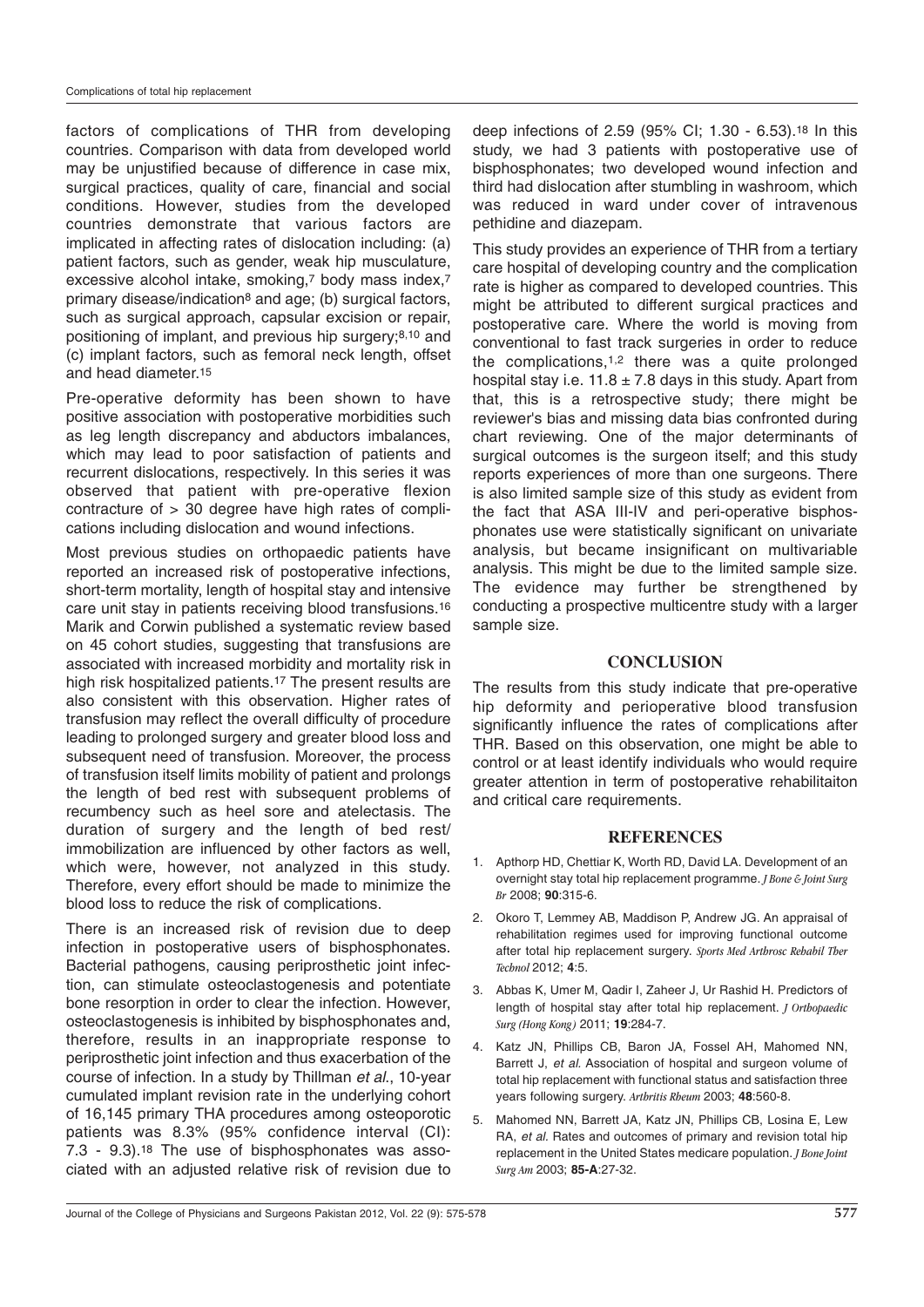factors of complications of THR from developing countries. Comparison with data from developed world may be unjustified because of difference in case mix, surgical practices, quality of care, financial and social conditions. However, studies from the developed countries demonstrate that various factors are implicated in affecting rates of dislocation including: (a) patient factors, such as gender, weak hip musculature, excessive alcohol intake, smoking,[7] body mass index,[7] primary disease/indication[8] and age; (b) surgical factors, such as surgical approach, capsular excision or repair, positioning of implant, and previous hip surgery;[8,10] and (c) implant factors, such as femoral neck length, offset and head diameter.[15]

Pre-operative deformity has been shown to have positive association with postoperative morbidities such as leg length discrepancy and abductors imbalances, which may lead to poor satisfaction of patients and recurrent dislocations, respectively. In this series it was observed that patient with pre-operative flexion contracture of > 30 degree have high rates of complications including dislocation and wound infections.

Most previous studies on orthopaedic patients have reported an increased risk of postoperative infections, short-term mortality, length of hospital stay and intensive care unit stay in patients receiving blood transfusions.[16] Marik and Corwin published a systematic review based on 45 cohort studies, suggesting that transfusions are associated with increased morbidity and mortality risk in high risk hospitalized patients.[17] The present results are also consistent with this observation. Higher rates of transfusion may reflect the overall difficulty of procedure leading to prolonged surgery and greater blood loss and subsequent need of transfusion. Moreover, the process of transfusion itself limits mobility of patient and prolongs the length of bed rest with subsequent problems of recumbency such as heel sore and atelectasis. The duration of surgery and the length of bed rest/immobilization are influenced by other factors as well, which were, however, not analyzed in this study. Therefore, every effort should be made to minimize the blood loss to reduce the risk of complications.

There is an increased risk of revision due to deep infection in postoperative users of bisphosphonates. Bacterial pathogens, causing periprosthetic joint infection, can stimulate osteoclastogenesis and potentiate bone resorption in order to clear the infection. However, osteoclastogenesis is inhibited by bisphosphonates and, therefore, results in an inappropriate response to periprosthetic joint infection and thus exacerbation of the course of infection. In a study by Thillman *et al.*, 10-year cumulated implant revision rate in the underlying cohort of 16,145 primary THA procedures among osteoporotic patients was 8.3% (95% confidence interval (CI): 7.3 - 9.3).[18] The use of bisphosphonates was associated with an adjusted relative risk of revision due to deep infections of 2.59 (95% CI; 1.30 - 6.53).[18] In this study, we had 3 patients with postoperative use of bisphosphonates; two developed wound infection and third had dislocation after stumbling in washroom, which was reduced in ward under cover of intravenous pethidine and diazepam.

This study provides an experience of THR from a tertiary care hospital of developing country and the complication rate is higher as compared to developed countries. This might be attributed to different surgical practices and postoperative care. Where the world is moving from conventional to fast track surgeries in order to reduce the complications,[1,2] there was a quite prolonged hospital stay i.e. 11.8 ± 7.8 days in this study. Apart from that, this is a retrospective study; there might be reviewer's bias and missing data bias confronted during chart reviewing. One of the major determinants of surgical outcomes is the surgeon itself; and this study reports experiences of more than one surgeons. There is also limited sample size of this study as evident from the fact that ASA III-IV and peri-operative bisphosphonates use were statistically significant on univariate analysis, but became insignificant on multivariable analysis. This might be due to the limited sample size. The evidence may further be strengthened by conducting a prospective multicentre study with a larger sample size.

## CONCLUSION

The results from this study indicate that pre-operative hip deformity and perioperative blood transfusion significantly influence the rates of complications after THR. Based on this observation, one might be able to control or at least identify individuals who would require greater attention in term of postoperative rehabilitaiton and critical care requirements.

## REFERENCES

1. Apthorp HD, Chettiar K, Worth RD, David LA. Development of an overnight stay total hip replacement programme. *J Bone & Joint Surg Br* 2008; **90**:315-6.
2. Okoro T, Lemmey AB, Maddison P, Andrew JG. An appraisal of rehabilitation regimes used for improving functional outcome after total hip replacement surgery. *Sports Med Arthrosc Rehabil Ther Technol* 2012; **4**:5.
3. Abbas K, Umer M, Qadir I, Zaheer J, Ur Rashid H. Predictors of length of hospital stay after total hip replacement. *J Orthopaedic Surg (Hong Kong)* 2011; **19**:284-7.
4. Katz JN, Phillips CB, Baron JA, Fossel AH, Mahomed NN, Barrett J, *et al.* Association of hospital and surgeon volume of total hip replacement with functional status and satisfaction three years following surgery. *Arthritis Rheum* 2003; **48**:560-8.
5. Mahomed NN, Barrett JA, Katz JN, Phillips CB, Losina E, Lew RA, *et al.* Rates and outcomes of primary and revision total hip replacement in the United States medicare population. *J Bone Joint Surg Am* 2003; **85-A**:27-32.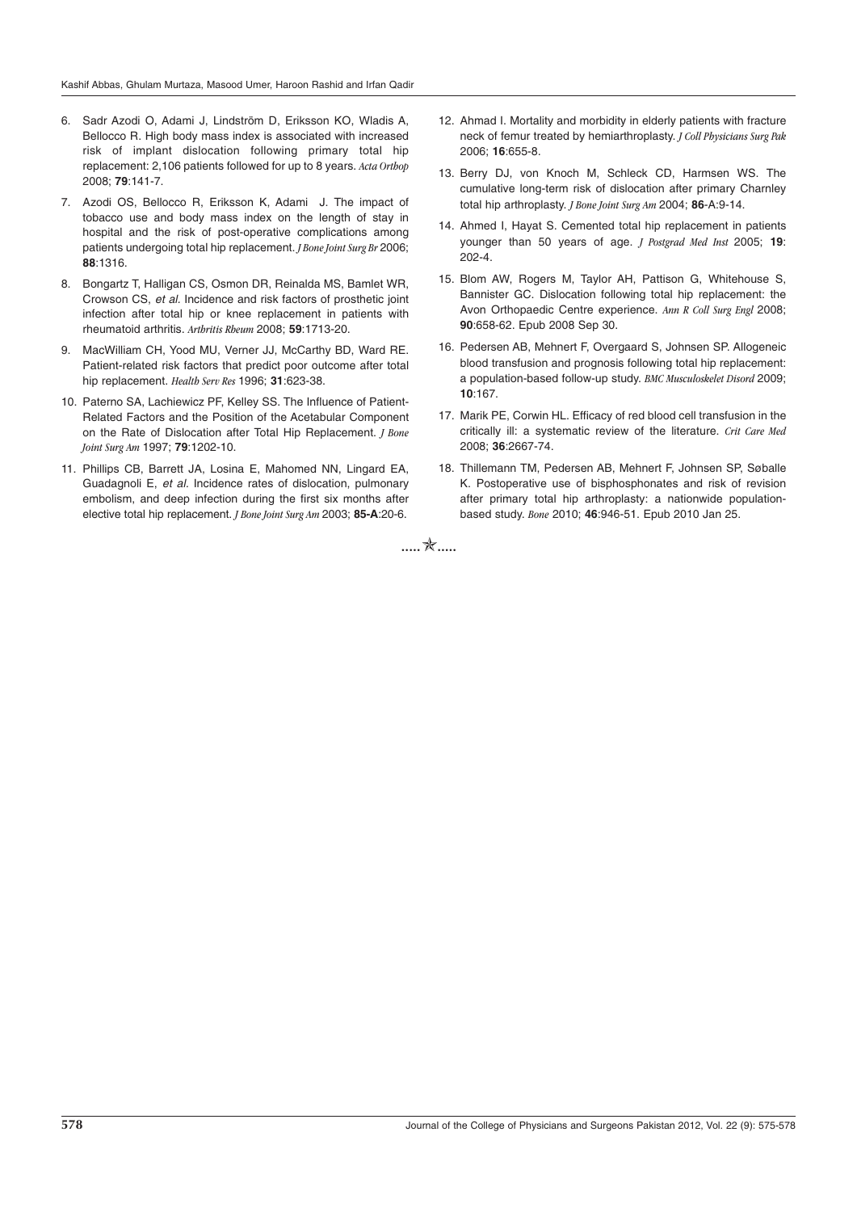6. Sadr Azodi O, Adami J, Lindström D, Eriksson KO, Wladis A, Bellocco R. High body mass index is associated with increased risk of implant dislocation following primary total hip replacement: 2,106 patients followed for up to 8 years. *Acta Orthop* 2008; **79**:141-7.

7. Azodi OS, Bellocco R, Eriksson K, Adami J. The impact of tobacco use and body mass index on the length of stay in hospital and the risk of post-operative complications among patients undergoing total hip replacement. *J Bone Joint Surg Br* 2006; **88**:1316.

8. Bongartz T, Halligan CS, Osmon DR, Reinalda MS, Bamlet WR, Crowson CS, *et al.* Incidence and risk factors of prosthetic joint infection after total hip or knee replacement in patients with rheumatoid arthritis. *Arthritis Rheum* 2008; **59**:1713-20.

9. MacWilliam CH, Yood MU, Verner JJ, McCarthy BD, Ward RE. Patient-related risk factors that predict poor outcome after total hip replacement. *Health Serv Res* 1996; **31**:623-38.

10. Paterno SA, Lachiewicz PF, Kelley SS. The Influence of Patient-Related Factors and the Position of the Acetabular Component on the Rate of Dislocation after Total Hip Replacement. *J Bone Joint Surg Am* 1997; **79**:1202-10.

11. Phillips CB, Barrett JA, Losina E, Mahomed NN, Lingard EA, Guadagnoli E, *et al.* Incidence rates of dislocation, pulmonary embolism, and deep infection during the first six months after elective total hip replacement. *J Bone Joint Surg Am* 2003; **85-A**:20-6.

12. Ahmad I. Mortality and morbidity in elderly patients with fracture neck of femur treated by hemiarthroplasty. *J Coll Physicians Surg Pak* 2006; **16**:655-8.

13. Berry DJ, von Knoch M, Schleck CD, Harmsen WS. The cumulative long-term risk of dislocation after primary Charnley total hip arthroplasty. *J Bone Joint Surg Am* 2004; **86**-A:9-14.

14. Ahmed I, Hayat S. Cemented total hip replacement in patients younger than 50 years of age. *J Postgrad Med Inst* 2005; **19**: 202-4.

15. Blom AW, Rogers M, Taylor AH, Pattison G, Whitehouse S, Bannister GC. Dislocation following total hip replacement: the Avon Orthopaedic Centre experience. *Ann R Coll Surg Engl* 2008; **90**:658-62. Epub 2008 Sep 30.

16. Pedersen AB, Mehnert F, Overgaard S, Johnsen SP. Allogeneic blood transfusion and prognosis following total hip replacement: a population-based follow-up study. *BMC Musculoskelet Disord* 2009; **10**:167.

17. Marik PE, Corwin HL. Efficacy of red blood cell transfusion in the critically ill: a systematic review of the literature. *Crit Care Med* 2008; **36**:2667-74.

18. Thillemann TM, Pedersen AB, Mehnert F, Johnsen SP, Søballe K. Postoperative use of bisphosphonates and risk of revision after primary total hip arthroplasty: a nationwide population-based study. *Bone* 2010; **46**:946-51. Epub 2010 Jan 25.

.....✯.....